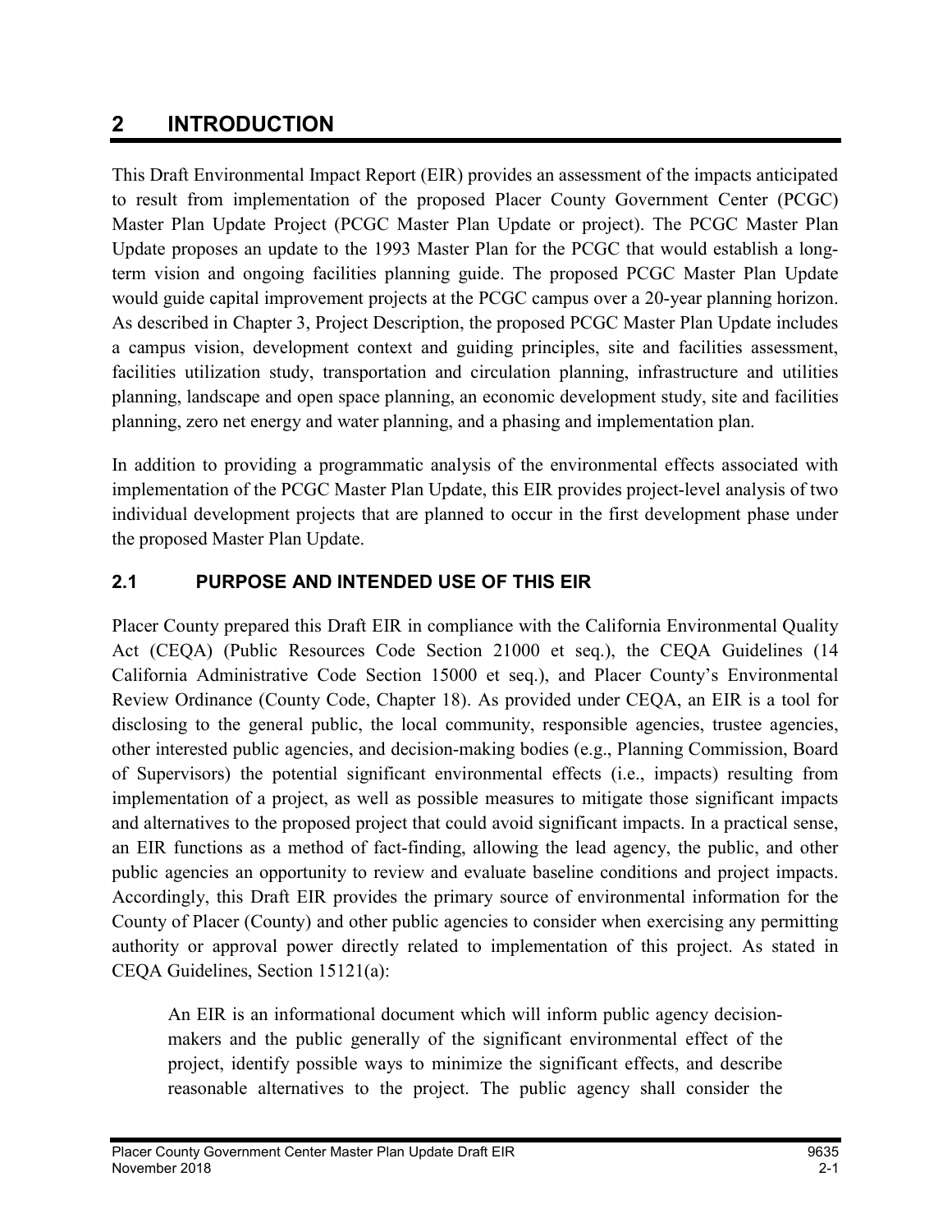# 2 INTRODUCTION

This Draft Environmental Impact Report (EIR) provides an assessment of the impacts anticipated to result from implementation of the proposed Placer County Government Center (PCGC) Master Plan Update Project (PCGC Master Plan Update or project). The PCGC Master Plan Update proposes an update to the 1993 Master Plan for the PCGC that would establish a long-term vision and ongoing facilities planning guide. The proposed PCGC Master Plan Update would guide capital improvement projects at the PCGC campus over a 20-year planning horizon. As described in Chapter 3, Project Description, the proposed PCGC Master Plan Update includes a campus vision, development context and guiding principles, site and facilities assessment, facilities utilization study, transportation and circulation planning, infrastructure and utilities planning, landscape and open space planning, an economic development study, site and facilities planning, zero net energy and water planning, and a phasing and implementation plan.

In addition to providing a programmatic analysis of the environmental effects associated with implementation of the PCGC Master Plan Update, this EIR provides project-level analysis of two individual development projects that are planned to occur in the first development phase under the proposed Master Plan Update.

## 2.1 PURPOSE AND INTENDED USE OF THIS EIR

Placer County prepared this Draft EIR in compliance with the California Environmental Quality Act (CEQA) (Public Resources Code Section 21000 et seq.), the CEQA Guidelines (14 California Administrative Code Section 15000 et seq.), and Placer County's Environmental Review Ordinance (County Code, Chapter 18). As provided under CEQA, an EIR is a tool for disclosing to the general public, the local community, responsible agencies, trustee agencies, other interested public agencies, and decision-making bodies (e.g., Planning Commission, Board of Supervisors) the potential significant environmental effects (i.e., impacts) resulting from implementation of a project, as well as possible measures to mitigate those significant impacts and alternatives to the proposed project that could avoid significant impacts. In a practical sense, an EIR functions as a method of fact-finding, allowing the lead agency, the public, and other public agencies an opportunity to review and evaluate baseline conditions and project impacts. Accordingly, this Draft EIR provides the primary source of environmental information for the County of Placer (County) and other public agencies to consider when exercising any permitting authority or approval power directly related to implementation of this project. As stated in CEQA Guidelines, Section 15121(a):

> An EIR is an informational document which will inform public agency decision-makers and the public generally of the significant environmental effect of the project, identify possible ways to minimize the significant effects, and describe reasonable alternatives to the project. The public agency shall consider the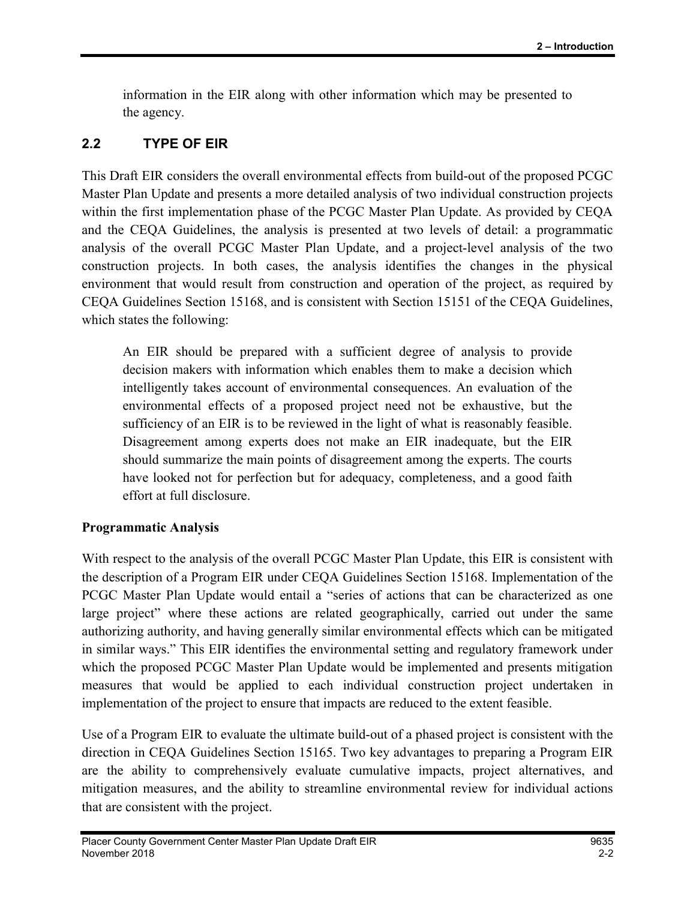information in the EIR along with other information which may be presented to the agency.

## 2.2 TYPE OF EIR

This Draft EIR considers the overall environmental effects from build-out of the proposed PCGC Master Plan Update and presents a more detailed analysis of two individual construction projects within the first implementation phase of the PCGC Master Plan Update. As provided by CEQA and the CEQA Guidelines, the analysis is presented at two levels of detail: a programmatic analysis of the overall PCGC Master Plan Update, and a project-level analysis of the two construction projects. In both cases, the analysis identifies the changes in the physical environment that would result from construction and operation of the project, as required by CEQA Guidelines Section 15168, and is consistent with Section 15151 of the CEQA Guidelines, which states the following:

> An EIR should be prepared with a sufficient degree of analysis to provide decision makers with information which enables them to make a decision which intelligently takes account of environmental consequences. An evaluation of the environmental effects of a proposed project need not be exhaustive, but the sufficiency of an EIR is to be reviewed in the light of what is reasonably feasible. Disagreement among experts does not make an EIR inadequate, but the EIR should summarize the main points of disagreement among the experts. The courts have looked not for perfection but for adequacy, completeness, and a good faith effort at full disclosure.

**Programmatic Analysis**

With respect to the analysis of the overall PCGC Master Plan Update, this EIR is consistent with the description of a Program EIR under CEQA Guidelines Section 15168. Implementation of the PCGC Master Plan Update would entail a "series of actions that can be characterized as one large project" where these actions are related geographically, carried out under the same authorizing authority, and having generally similar environmental effects which can be mitigated in similar ways." This EIR identifies the environmental setting and regulatory framework under which the proposed PCGC Master Plan Update would be implemented and presents mitigation measures that would be applied to each individual construction project undertaken in implementation of the project to ensure that impacts are reduced to the extent feasible.

Use of a Program EIR to evaluate the ultimate build-out of a phased project is consistent with the direction in CEQA Guidelines Section 15165. Two key advantages to preparing a Program EIR are the ability to comprehensively evaluate cumulative impacts, project alternatives, and mitigation measures, and the ability to streamline environmental review for individual actions that are consistent with the project.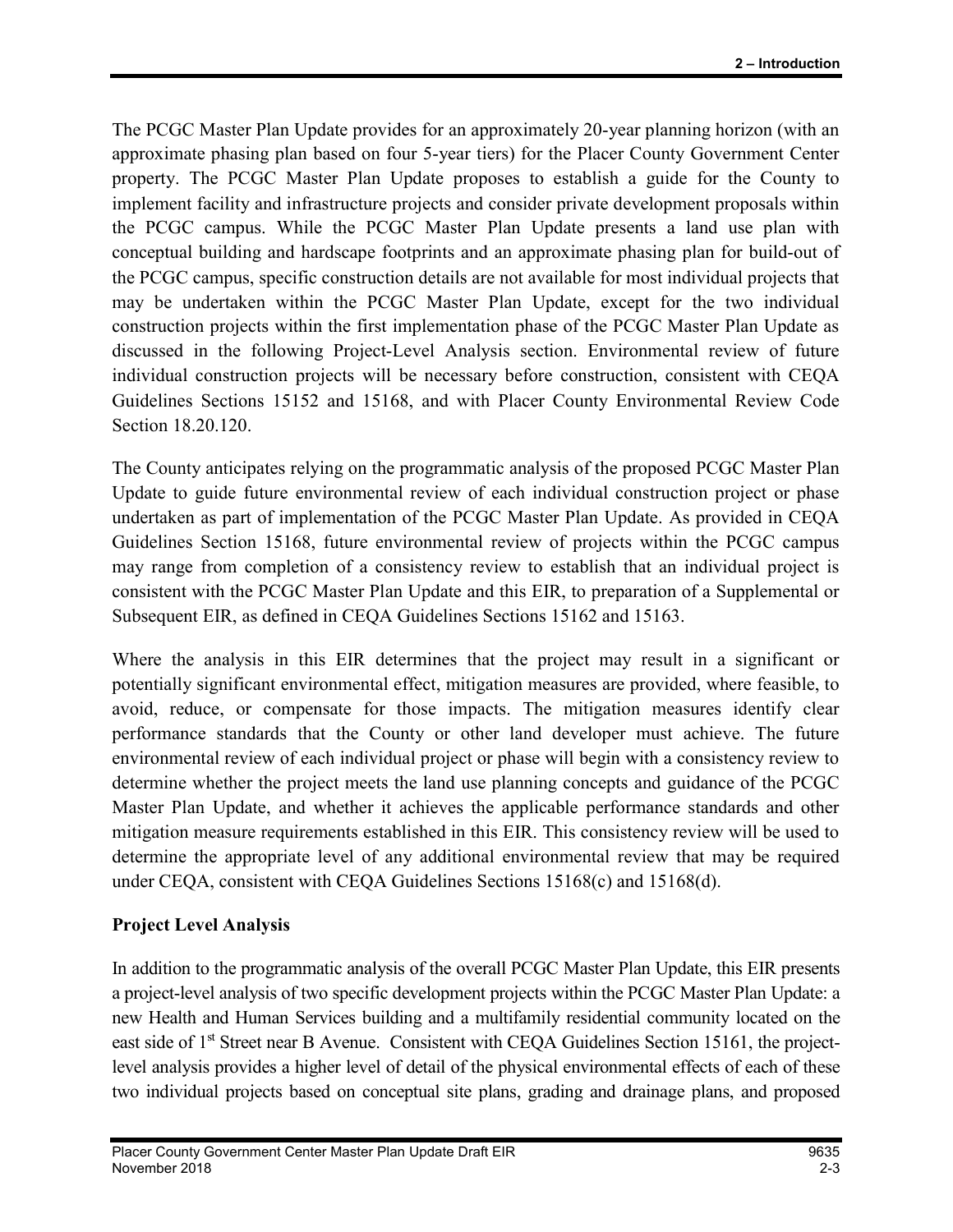The PCGC Master Plan Update provides for an approximately 20-year planning horizon (with an approximate phasing plan based on four 5-year tiers) for the Placer County Government Center property. The PCGC Master Plan Update proposes to establish a guide for the County to implement facility and infrastructure projects and consider private development proposals within the PCGC campus. While the PCGC Master Plan Update presents a land use plan with conceptual building and hardscape footprints and an approximate phasing plan for build-out of the PCGC campus, specific construction details are not available for most individual projects that may be undertaken within the PCGC Master Plan Update, except for the two individual construction projects within the first implementation phase of the PCGC Master Plan Update as discussed in the following Project-Level Analysis section. Environmental review of future individual construction projects will be necessary before construction, consistent with CEQA Guidelines Sections 15152 and 15168, and with Placer County Environmental Review Code Section 18.20.120.

The County anticipates relying on the programmatic analysis of the proposed PCGC Master Plan Update to guide future environmental review of each individual construction project or phase undertaken as part of implementation of the PCGC Master Plan Update. As provided in CEQA Guidelines Section 15168, future environmental review of projects within the PCGC campus may range from completion of a consistency review to establish that an individual project is consistent with the PCGC Master Plan Update and this EIR, to preparation of a Supplemental or Subsequent EIR, as defined in CEQA Guidelines Sections 15162 and 15163.

Where the analysis in this EIR determines that the project may result in a significant or potentially significant environmental effect, mitigation measures are provided, where feasible, to avoid, reduce, or compensate for those impacts. The mitigation measures identify clear performance standards that the County or other land developer must achieve. The future environmental review of each individual project or phase will begin with a consistency review to determine whether the project meets the land use planning concepts and guidance of the PCGC Master Plan Update, and whether it achieves the applicable performance standards and other mitigation measure requirements established in this EIR. This consistency review will be used to determine the appropriate level of any additional environmental review that may be required under CEQA, consistent with CEQA Guidelines Sections 15168(c) and 15168(d).

**Project Level Analysis**

In addition to the programmatic analysis of the overall PCGC Master Plan Update, this EIR presents a project-level analysis of two specific development projects within the PCGC Master Plan Update: a new Health and Human Services building and a multifamily residential community located on the east side of 1st Street near B Avenue. Consistent with CEQA Guidelines Section 15161, the project-level analysis provides a higher level of detail of the physical environmental effects of each of these two individual projects based on conceptual site plans, grading and drainage plans, and proposed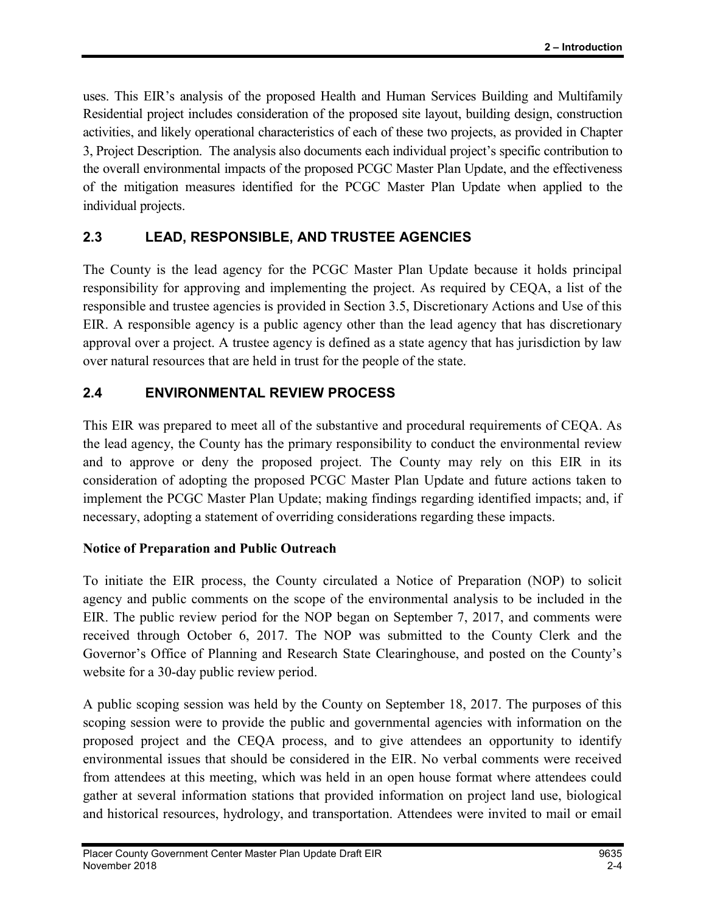uses. This EIR's analysis of the proposed Health and Human Services Building and Multifamily Residential project includes consideration of the proposed site layout, building design, construction activities, and likely operational characteristics of each of these two projects, as provided in Chapter 3, Project Description. The analysis also documents each individual project's specific contribution to the overall environmental impacts of the proposed PCGC Master Plan Update, and the effectiveness of the mitigation measures identified for the PCGC Master Plan Update when applied to the individual projects.

## 2.3 LEAD, RESPONSIBLE, AND TRUSTEE AGENCIES

The County is the lead agency for the PCGC Master Plan Update because it holds principal responsibility for approving and implementing the project. As required by CEQA, a list of the responsible and trustee agencies is provided in Section 3.5, Discretionary Actions and Use of this EIR. A responsible agency is a public agency other than the lead agency that has discretionary approval over a project. A trustee agency is defined as a state agency that has jurisdiction by law over natural resources that are held in trust for the people of the state.

## 2.4 ENVIRONMENTAL REVIEW PROCESS

This EIR was prepared to meet all of the substantive and procedural requirements of CEQA. As the lead agency, the County has the primary responsibility to conduct the environmental review and to approve or deny the proposed project. The County may rely on this EIR in its consideration of adopting the proposed PCGC Master Plan Update and future actions taken to implement the PCGC Master Plan Update; making findings regarding identified impacts; and, if necessary, adopting a statement of overriding considerations regarding these impacts.

**Notice of Preparation and Public Outreach**

To initiate the EIR process, the County circulated a Notice of Preparation (NOP) to solicit agency and public comments on the scope of the environmental analysis to be included in the EIR. The public review period for the NOP began on September 7, 2017, and comments were received through October 6, 2017. The NOP was submitted to the County Clerk and the Governor's Office of Planning and Research State Clearinghouse, and posted on the County's website for a 30-day public review period.

A public scoping session was held by the County on September 18, 2017. The purposes of this scoping session were to provide the public and governmental agencies with information on the proposed project and the CEQA process, and to give attendees an opportunity to identify environmental issues that should be considered in the EIR. No verbal comments were received from attendees at this meeting, which was held in an open house format where attendees could gather at several information stations that provided information on project land use, biological and historical resources, hydrology, and transportation. Attendees were invited to mail or email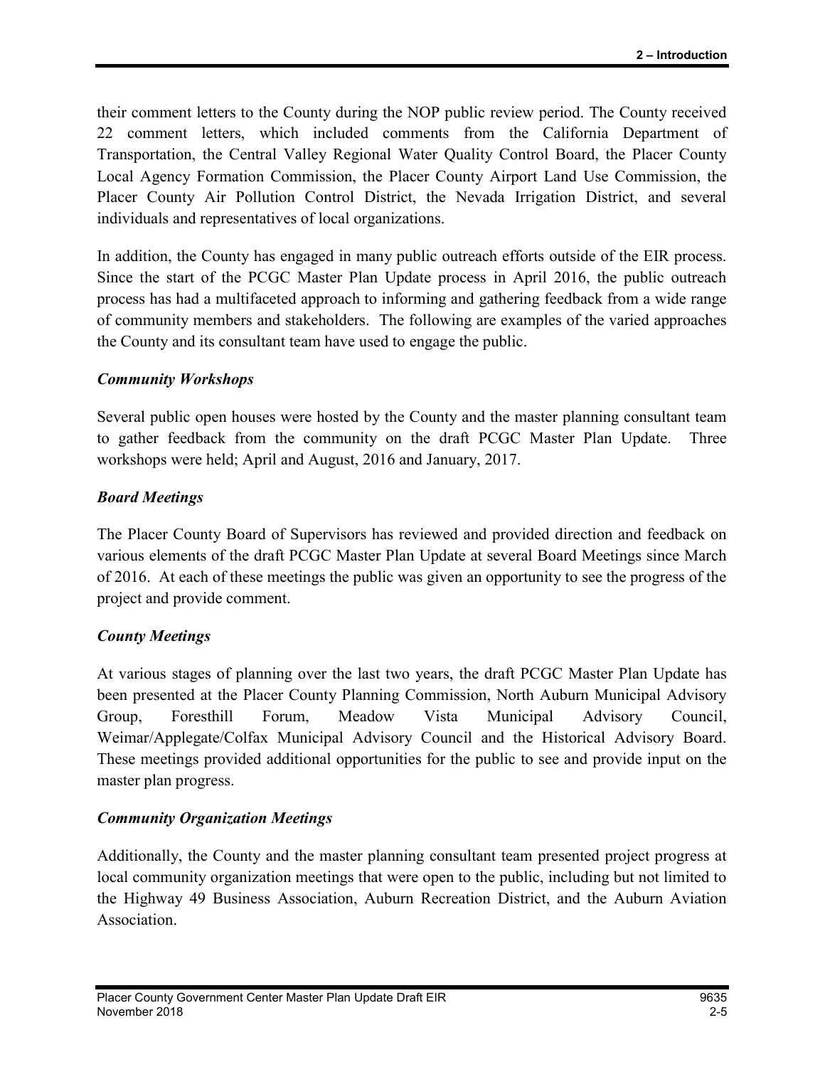their comment letters to the County during the NOP public review period. The County received 22 comment letters, which included comments from the California Department of Transportation, the Central Valley Regional Water Quality Control Board, the Placer County Local Agency Formation Commission, the Placer County Airport Land Use Commission, the Placer County Air Pollution Control District, the Nevada Irrigation District, and several individuals and representatives of local organizations.

In addition, the County has engaged in many public outreach efforts outside of the EIR process. Since the start of the PCGC Master Plan Update process in April 2016, the public outreach process has had a multifaceted approach to informing and gathering feedback from a wide range of community members and stakeholders. The following are examples of the varied approaches the County and its consultant team have used to engage the public.

***Community Workshops***

Several public open houses were hosted by the County and the master planning consultant team to gather feedback from the community on the draft PCGC Master Plan Update. Three workshops were held; April and August, 2016 and January, 2017.

***Board Meetings***

The Placer County Board of Supervisors has reviewed and provided direction and feedback on various elements of the draft PCGC Master Plan Update at several Board Meetings since March of 2016. At each of these meetings the public was given an opportunity to see the progress of the project and provide comment.

***County Meetings***

At various stages of planning over the last two years, the draft PCGC Master Plan Update has been presented at the Placer County Planning Commission, North Auburn Municipal Advisory Group, Foresthill Forum, Meadow Vista Municipal Advisory Council, Weimar/Applegate/Colfax Municipal Advisory Council and the Historical Advisory Board. These meetings provided additional opportunities for the public to see and provide input on the master plan progress.

***Community Organization Meetings***

Additionally, the County and the master planning consultant team presented project progress at local community organization meetings that were open to the public, including but not limited to the Highway 49 Business Association, Auburn Recreation District, and the Auburn Aviation Association.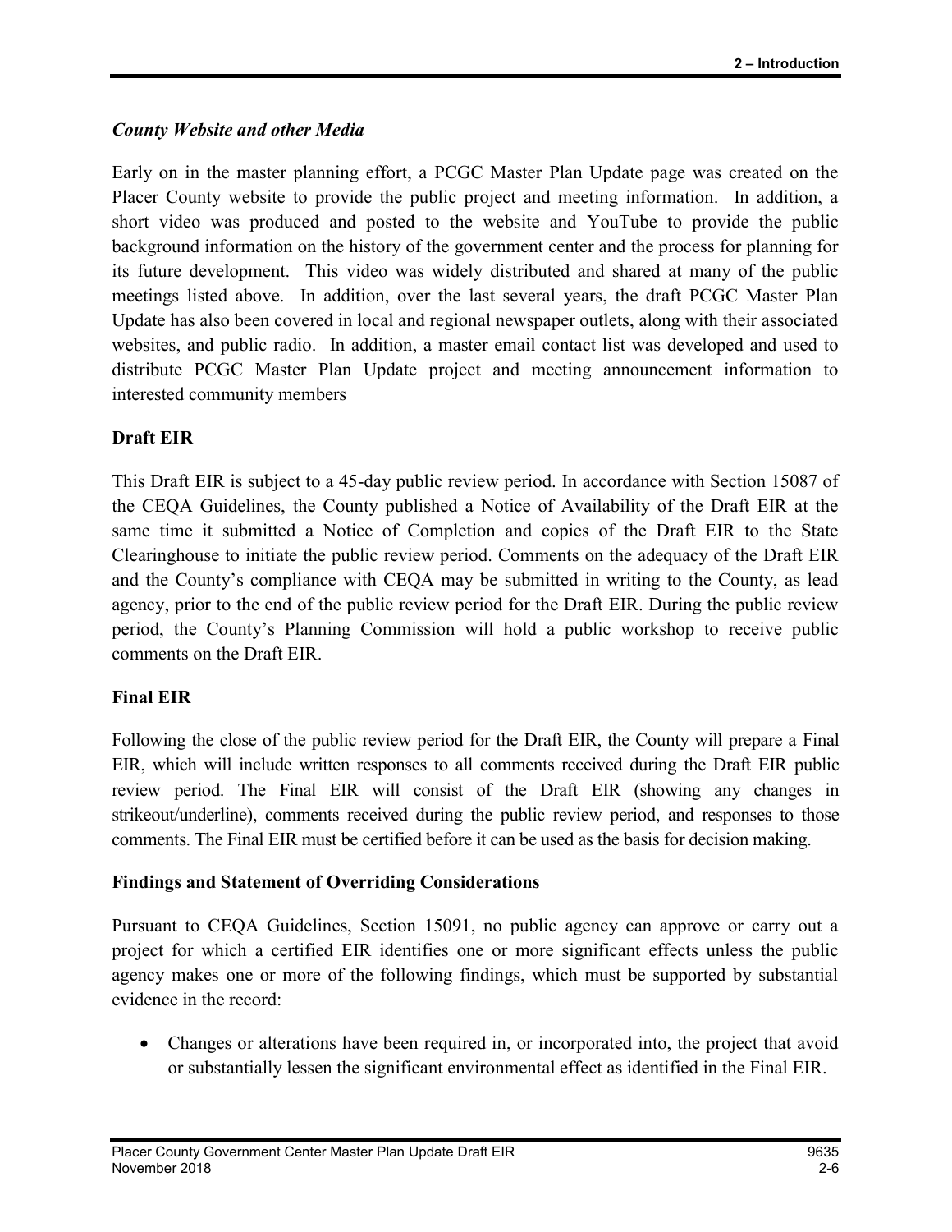*County Website and other Media*

Early on in the master planning effort, a PCGC Master Plan Update page was created on the Placer County website to provide the public project and meeting information. In addition, a short video was produced and posted to the website and YouTube to provide the public background information on the history of the government center and the process for planning for its future development. This video was widely distributed and shared at many of the public meetings listed above. In addition, over the last several years, the draft PCGC Master Plan Update has also been covered in local and regional newspaper outlets, along with their associated websites, and public radio. In addition, a master email contact list was developed and used to distribute PCGC Master Plan Update project and meeting announcement information to interested community members

**Draft EIR**

This Draft EIR is subject to a 45-day public review period. In accordance with Section 15087 of the CEQA Guidelines, the County published a Notice of Availability of the Draft EIR at the same time it submitted a Notice of Completion and copies of the Draft EIR to the State Clearinghouse to initiate the public review period. Comments on the adequacy of the Draft EIR and the County's compliance with CEQA may be submitted in writing to the County, as lead agency, prior to the end of the public review period for the Draft EIR. During the public review period, the County's Planning Commission will hold a public workshop to receive public comments on the Draft EIR.

**Final EIR**

Following the close of the public review period for the Draft EIR, the County will prepare a Final EIR, which will include written responses to all comments received during the Draft EIR public review period. The Final EIR will consist of the Draft EIR (showing any changes in strikeout/underline), comments received during the public review period, and responses to those comments. The Final EIR must be certified before it can be used as the basis for decision making.

**Findings and Statement of Overriding Considerations**

Pursuant to CEQA Guidelines, Section 15091, no public agency can approve or carry out a project for which a certified EIR identifies one or more significant effects unless the public agency makes one or more of the following findings, which must be supported by substantial evidence in the record:

- Changes or alterations have been required in, or incorporated into, the project that avoid or substantially lessen the significant environmental effect as identified in the Final EIR.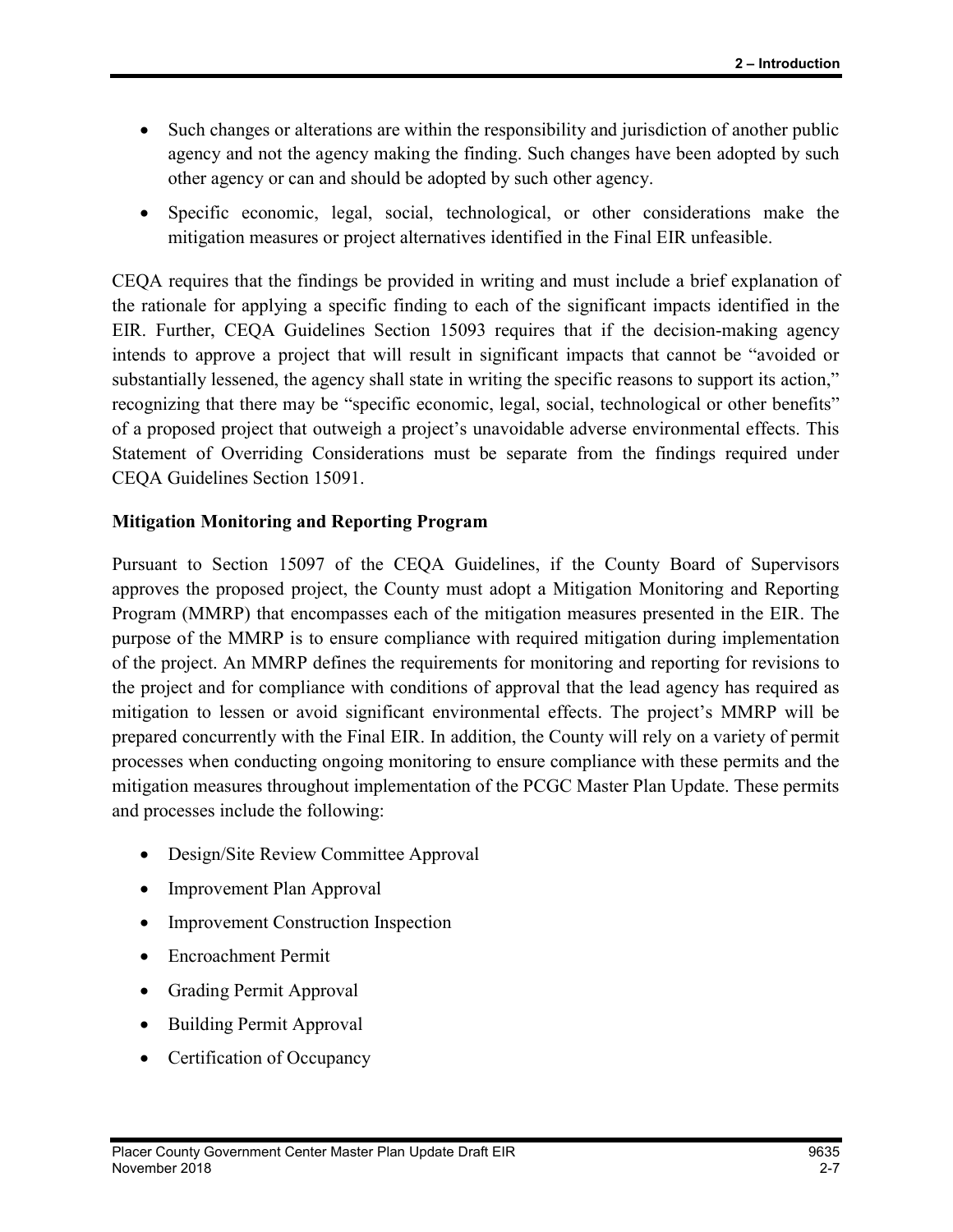- Such changes or alterations are within the responsibility and jurisdiction of another public agency and not the agency making the finding. Such changes have been adopted by such other agency or can and should be adopted by such other agency.
- Specific economic, legal, social, technological, or other considerations make the mitigation measures or project alternatives identified in the Final EIR unfeasible.

CEQA requires that the findings be provided in writing and must include a brief explanation of the rationale for applying a specific finding to each of the significant impacts identified in the EIR. Further, CEQA Guidelines Section 15093 requires that if the decision-making agency intends to approve a project that will result in significant impacts that cannot be "avoided or substantially lessened, the agency shall state in writing the specific reasons to support its action," recognizing that there may be "specific economic, legal, social, technological or other benefits" of a proposed project that outweigh a project's unavoidable adverse environmental effects. This Statement of Overriding Considerations must be separate from the findings required under CEQA Guidelines Section 15091.

**Mitigation Monitoring and Reporting Program**

Pursuant to Section 15097 of the CEQA Guidelines, if the County Board of Supervisors approves the proposed project, the County must adopt a Mitigation Monitoring and Reporting Program (MMRP) that encompasses each of the mitigation measures presented in the EIR. The purpose of the MMRP is to ensure compliance with required mitigation during implementation of the project. An MMRP defines the requirements for monitoring and reporting for revisions to the project and for compliance with conditions of approval that the lead agency has required as mitigation to lessen or avoid significant environmental effects. The project's MMRP will be prepared concurrently with the Final EIR. In addition, the County will rely on a variety of permit processes when conducting ongoing monitoring to ensure compliance with these permits and the mitigation measures throughout implementation of the PCGC Master Plan Update. These permits and processes include the following:

- Design/Site Review Committee Approval
- Improvement Plan Approval
- Improvement Construction Inspection
- Encroachment Permit
- Grading Permit Approval
- Building Permit Approval
- Certification of Occupancy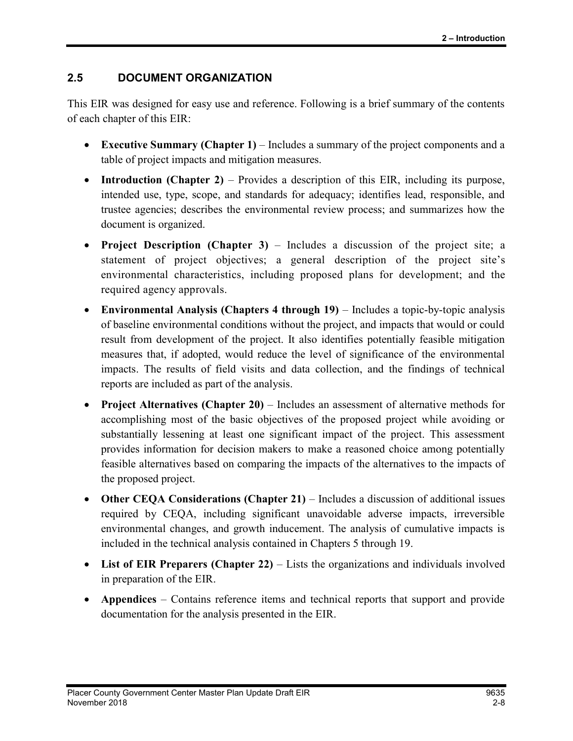## 2.5 DOCUMENT ORGANIZATION

This EIR was designed for easy use and reference. Following is a brief summary of the contents of each chapter of this EIR:

- **Executive Summary (Chapter 1)** – Includes a summary of the project components and a table of project impacts and mitigation measures.
- **Introduction (Chapter 2)** – Provides a description of this EIR, including its purpose, intended use, type, scope, and standards for adequacy; identifies lead, responsible, and trustee agencies; describes the environmental review process; and summarizes how the document is organized.
- **Project Description (Chapter 3)** – Includes a discussion of the project site; a statement of project objectives; a general description of the project site's environmental characteristics, including proposed plans for development; and the required agency approvals.
- **Environmental Analysis (Chapters 4 through 19)** – Includes a topic-by-topic analysis of baseline environmental conditions without the project, and impacts that would or could result from development of the project. It also identifies potentially feasible mitigation measures that, if adopted, would reduce the level of significance of the environmental impacts. The results of field visits and data collection, and the findings of technical reports are included as part of the analysis.
- **Project Alternatives (Chapter 20)** – Includes an assessment of alternative methods for accomplishing most of the basic objectives of the proposed project while avoiding or substantially lessening at least one significant impact of the project. This assessment provides information for decision makers to make a reasoned choice among potentially feasible alternatives based on comparing the impacts of the alternatives to the impacts of the proposed project.
- **Other CEQA Considerations (Chapter 21)** – Includes a discussion of additional issues required by CEQA, including significant unavoidable adverse impacts, irreversible environmental changes, and growth inducement. The analysis of cumulative impacts is included in the technical analysis contained in Chapters 5 through 19.
- **List of EIR Preparers (Chapter 22)** – Lists the organizations and individuals involved in preparation of the EIR.
- **Appendices** – Contains reference items and technical reports that support and provide documentation for the analysis presented in the EIR.